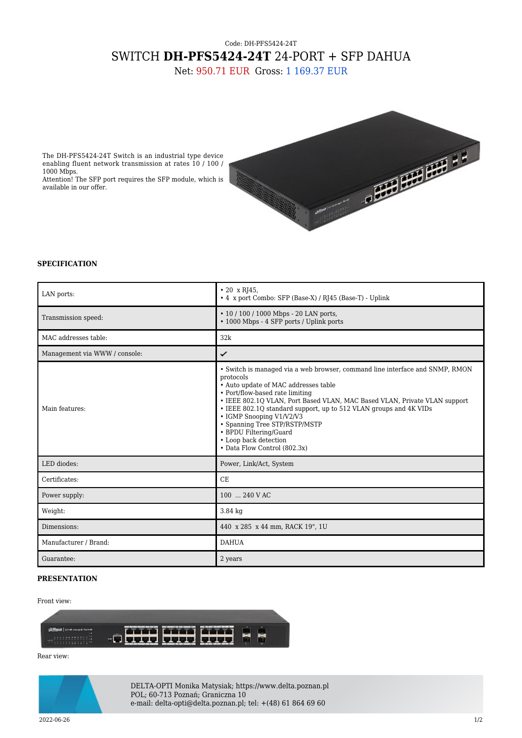Code: DH-PFS5424-24T

# SWITCH **DH-PFS5424-24T** 24-PORT + SFP DAHUA

Net: 950.71 EUR Gross: 1 169.37 EUR

The DH-PFS5424-24T Switch is an industrial type device enabling fluent network transmission at rates 10 / 100 / 1000 Mbps.
Attention! The SFP port requires the SFP module, which is available in our offer.

### SPECIFICATION

| | |
|---|---|
| LAN ports: | • 20 x RJ45,<br>• 4 x port Combo: SFP (Base-X) / RJ45 (Base-T) - Uplink |
| Transmission speed: | • 10 / 100 / 1000 Mbps - 20 LAN ports,<br>• 1000 Mbps - 4 SFP ports / Uplink ports |
| MAC addresses table: | 32k |
| Management via WWW / console: | ✔ |
| Main features: | • Switch is managed via a web browser, command line interface and SNMP, RMON protocols<br>• Auto update of MAC addresses table<br>• Port/flow-based rate limiting<br>• IEEE 802.1Q VLAN, Port Based VLAN, MAC Based VLAN, Private VLAN support<br>• IEEE 802.1Q standard support, up to 512 VLAN groups and 4K VIDs<br>• IGMP Snooping V1/V2/V3<br>• Spanning Tree STP/RSTP/MSTP<br>• BPDU Filtering/Guard<br>• Loop back detection<br>• Data Flow Control (802.3x) |
| LED diodes: | Power, Link/Act, System |
| Certificates: | CE |
| Power supply: | 100 ... 240 V AC |
| Weight: | 3.84 kg |
| Dimensions: | 440 x 285 x 44 mm, RACK 19", 1U |
| Manufacturer / Brand: | DAHUA |
| Guarantee: | 2 years |

### PRESENTATION

Front view:

Rear view:

DELTA-OPTI Monika Matysiak; https://www.delta.poznan.pl
POL; 60-713 Poznań; Graniczna 10
e-mail: delta-opti@delta.poznan.pl; tel: +(48) 61 864 69 60

2022-06-26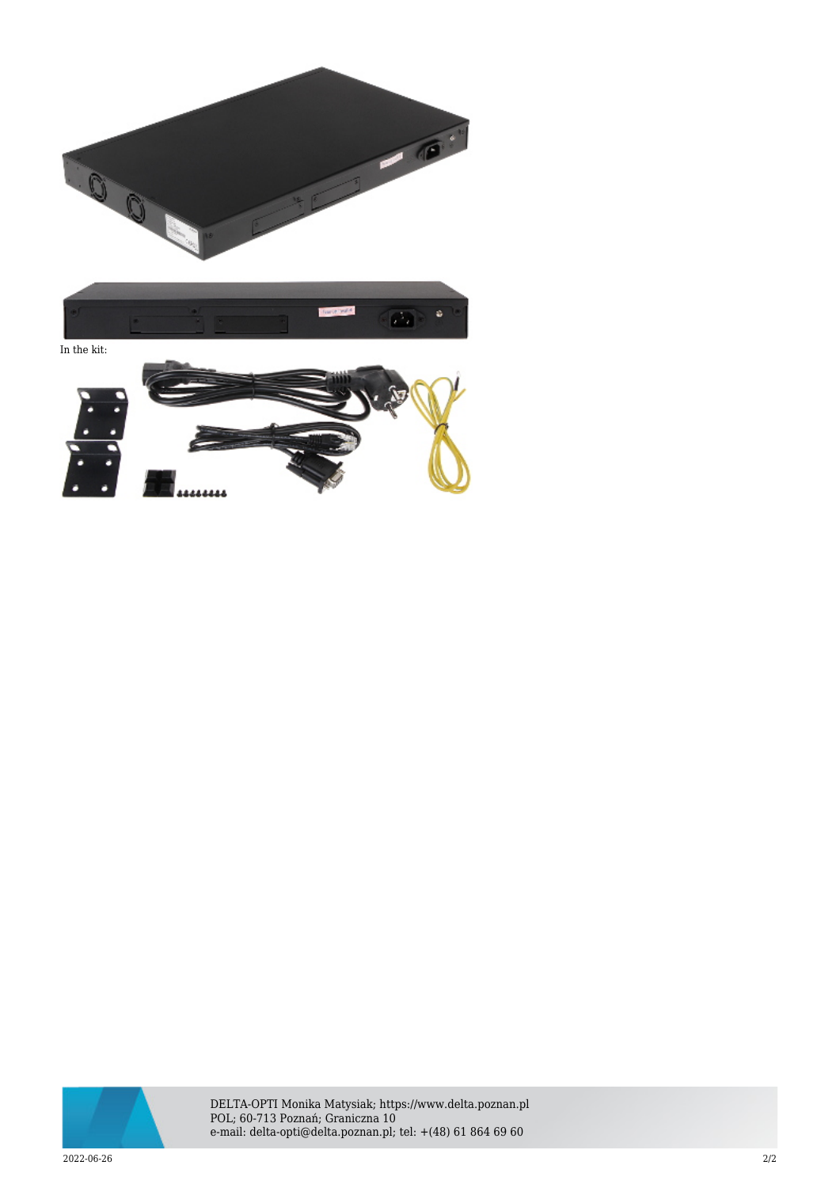In the kit:

DELTA-OPTI Monika Matysiak; https://www.delta.poznan.pl
POL; 60-713 Poznań; Graniczna 10
e-mail: delta-opti@delta.poznan.pl; tel: +(48) 61 864 69 60

2022-06-26